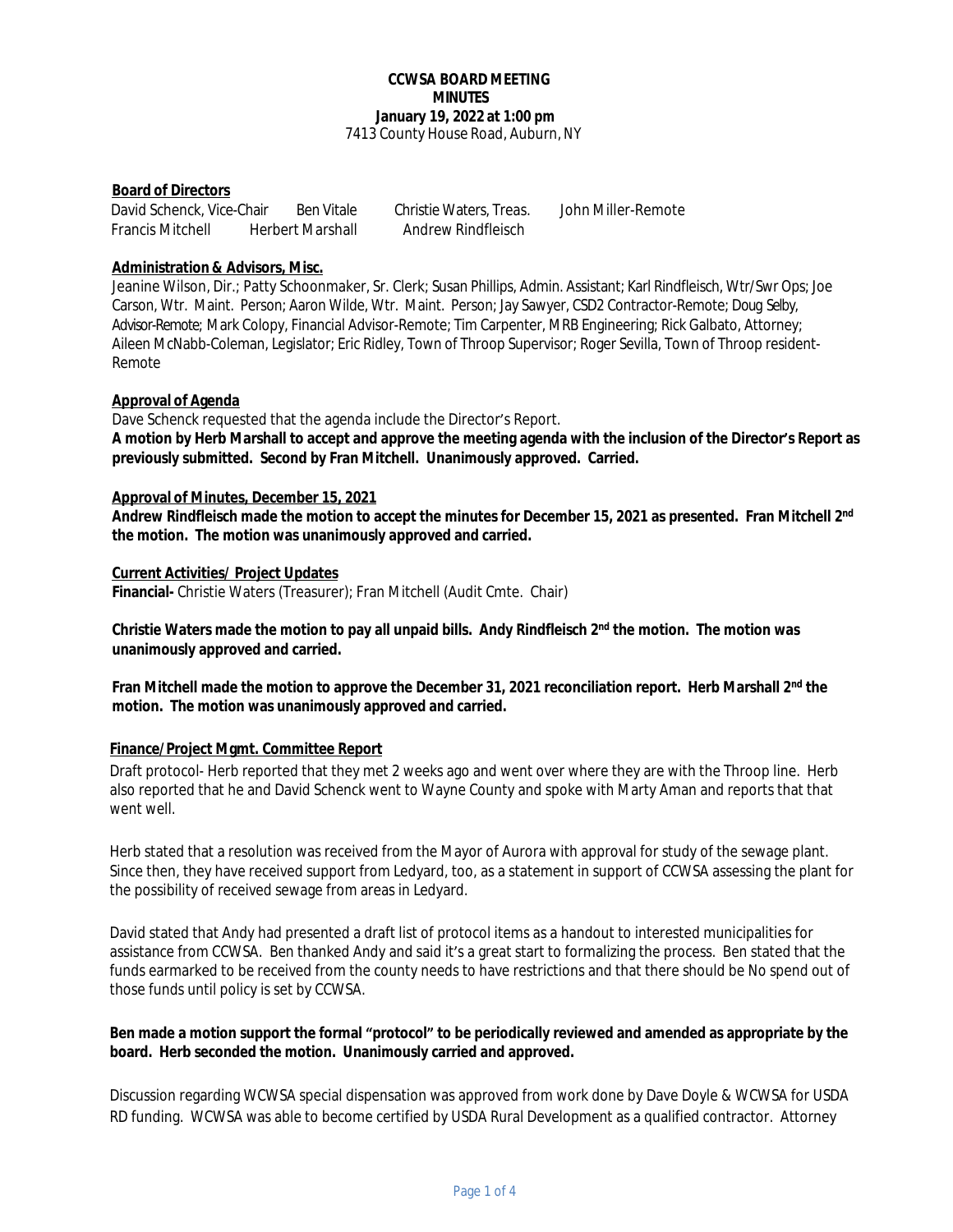**CCWSA BOARD MEETING**
**MINUTES**
**January 19, 2022 at 1:00 pm**
7413 County House Road, Auburn, NY

**Board of Directors**

David Schenck, Vice-Chair    Ben Vitale    Christie Waters, Treas.    John Miller-Remote
Francis Mitchell    Herbert Marshall    Andrew Rindfleisch

**Administration & Advisors, Misc.**

Jeanine Wilson, Dir.; Patty Schoonmaker, Sr. Clerk; Susan Phillips, Admin. Assistant; Karl Rindfleisch, Wtr/Swr Ops; Joe Carson, Wtr. Maint. Person; Aaron Wilde, Wtr. Maint. Person; Jay Sawyer, CSD2 Contractor-Remote; Doug Selby, Advisor-Remote; Mark Colopy, Financial Advisor-Remote; Tim Carpenter, MRB Engineering; Rick Galbato, Attorney; Aileen McNabb-Coleman, Legislator; Eric Ridley, Town of Throop Supervisor; Roger Sevilla, Town of Throop resident-Remote

**Approval of Agenda**

Dave Schenck requested that the agenda include the Director's Report.

**A motion by Herb Marshall to accept and approve the meeting agenda with the inclusion of the Director's Report as previously submitted. Second by Fran Mitchell. Unanimously approved. Carried.**

**Approval of Minutes, December 15, 2021**

**Andrew Rindfleisch made the motion to accept the minutes for December 15, 2021 as presented. Fran Mitchell 2nd the motion. The motion was unanimously approved and carried.**

**Current Activities/ Project Updates**

**Financial-** Christie Waters (Treasurer); Fran Mitchell (Audit Cmte. Chair)

**Christie Waters made the motion to pay all unpaid bills. Andy Rindfleisch 2nd the motion. The motion was unanimously approved and carried.**

**Fran Mitchell made the motion to approve the December 31, 2021 reconciliation report. Herb Marshall 2nd the motion. The motion was unanimously approved and carried.**

**Finance/Project Mgmt. Committee Report**

Draft protocol- Herb reported that they met 2 weeks ago and went over where they are with the Throop line. Herb also reported that he and David Schenck went to Wayne County and spoke with Marty Aman and reports that that went well.

Herb stated that a resolution was received from the Mayor of Aurora with approval for study of the sewage plant. Since then, they have received support from Ledyard, too, as a statement in support of CCWSA assessing the plant for the possibility of received sewage from areas in Ledyard.

David stated that Andy had presented a draft list of protocol items as a handout to interested municipalities for assistance from CCWSA. Ben thanked Andy and said it's a great start to formalizing the process. Ben stated that the funds earmarked to be received from the county needs to have restrictions and that there should be No spend out of those funds until policy is set by CCWSA.

**Ben made a motion support the formal "protocol" to be periodically reviewed and amended as appropriate by the board. Herb seconded the motion. Unanimously carried and approved.**

Discussion regarding WCWSA special dispensation was approved from work done by Dave Doyle & WCWSA for USDA RD funding. WCWSA was able to become certified by USDA Rural Development as a qualified contractor. Attorney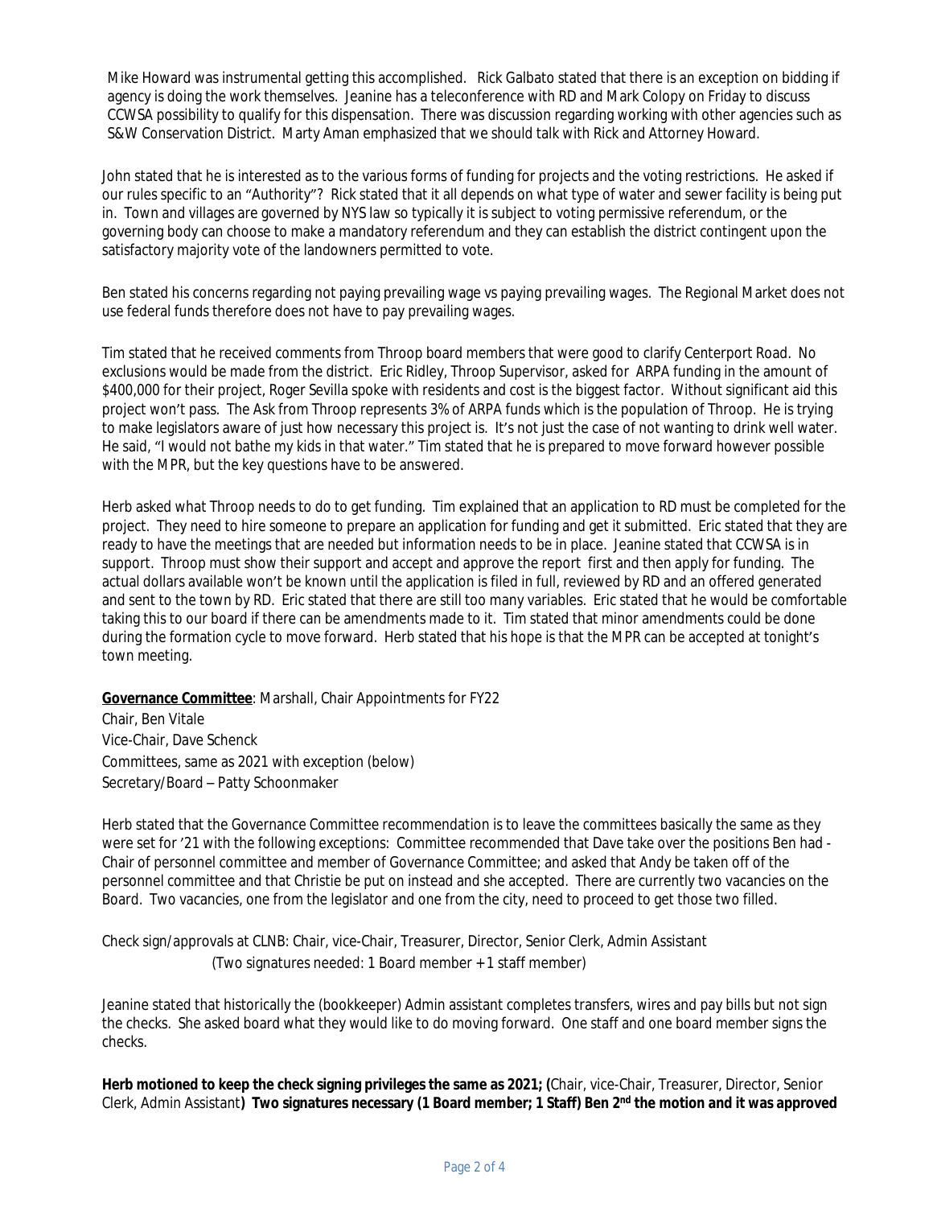Mike Howard was instrumental getting this accomplished. Rick Galbato stated that there is an exception on bidding if agency is doing the work themselves. Jeanine has a teleconference with RD and Mark Colopy on Friday to discuss CCWSA possibility to qualify for this dispensation. There was discussion regarding working with other agencies such as S&W Conservation District. Marty Aman emphasized that we should talk with Rick and Attorney Howard.

John stated that he is interested as to the various forms of funding for projects and the voting restrictions. He asked if our rules specific to an "Authority"? Rick stated that it all depends on what type of water and sewer facility is being put in. Town and villages are governed by NYS law so typically it is subject to voting permissive referendum, or the governing body can choose to make a mandatory referendum and they can establish the district contingent upon the satisfactory majority vote of the landowners permitted to vote.

Ben stated his concerns regarding not paying prevailing wage vs paying prevailing wages. The Regional Market does not use federal funds therefore does not have to pay prevailing wages.

Tim stated that he received comments from Throop board members that were good to clarify Centerport Road. No exclusions would be made from the district. Eric Ridley, Throop Supervisor, asked for ARPA funding in the amount of $400,000 for their project, Roger Sevilla spoke with residents and cost is the biggest factor. Without significant aid this project won't pass. The Ask from Throop represents 3% of ARPA funds which is the population of Throop. He is trying to make legislators aware of just how necessary this project is. It's not just the case of not wanting to drink well water. He said, "I would not bathe my kids in that water." Tim stated that he is prepared to move forward however possible with the MPR, but the key questions have to be answered.

Herb asked what Throop needs to do to get funding. Tim explained that an application to RD must be completed for the project. They need to hire someone to prepare an application for funding and get it submitted. Eric stated that they are ready to have the meetings that are needed but information needs to be in place. Jeanine stated that CCWSA is in support. Throop must show their support and accept and approve the report first and then apply for funding. The actual dollars available won't be known until the application is filed in full, reviewed by RD and an offered generated and sent to the town by RD. Eric stated that there are still too many variables. Eric stated that he would be comfortable taking this to our board if there can be amendments made to it. Tim stated that minor amendments could be done during the formation cycle to move forward. Herb stated that his hope is that the MPR can be accepted at tonight's town meeting.

**Governance Committee**: Marshall, Chair Appointments for FY22

Chair, Ben Vitale
Vice-Chair, Dave Schenck
Committees, same as 2021 with exception (below)
Secretary/Board – Patty Schoonmaker

Herb stated that the Governance Committee recommendation is to leave the committees basically the same as they were set for '21 with the following exceptions: Committee recommended that Dave take over the positions Ben had - Chair of personnel committee and member of Governance Committee; and asked that Andy be taken off of the personnel committee and that Christie be put on instead and she accepted. There are currently two vacancies on the Board. Two vacancies, one from the legislator and one from the city, need to proceed to get those two filled.

Check sign/approvals at CLNB: Chair, vice-Chair, Treasurer, Director, Senior Clerk, Admin Assistant
(Two signatures needed: 1 Board member + 1 staff member)

Jeanine stated that historically the (bookkeeper) Admin assistant completes transfers, wires and pay bills but not sign the checks. She asked board what they would like to do moving forward. One staff and one board member signs the checks.

**Herb motioned to keep the check signing privileges the same as 2021; (**Chair, vice-Chair, Treasurer, Director, Senior Clerk, Admin Assistant**) Two signatures necessary (1 Board member; 1 Staff) Ben 2nd the motion and it was approved**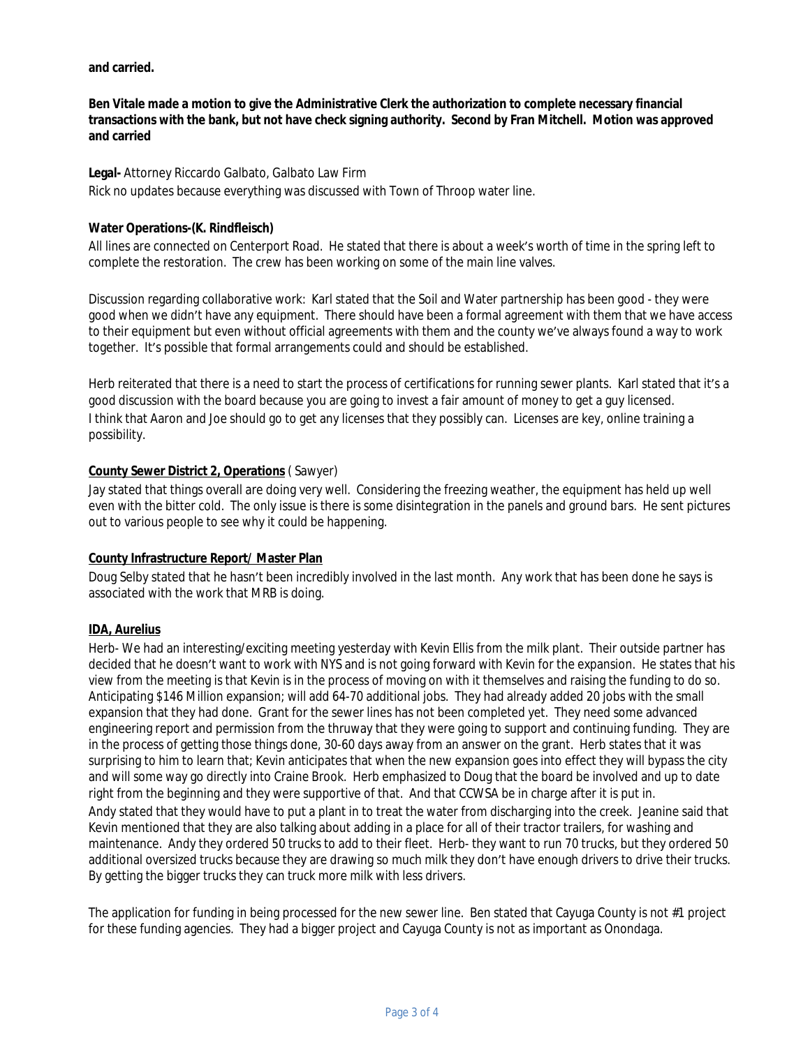**and carried.**

**Ben Vitale made a motion to give the Administrative Clerk the authorization to complete necessary financial transactions with the bank, but not have check signing authority. Second by Fran Mitchell. Motion was approved and carried**

**Legal-** Attorney Riccardo Galbato, Galbato Law Firm
Rick no updates because everything was discussed with Town of Throop water line.

**Water Operations-(K. Rindfleisch)**

All lines are connected on Centerport Road. He stated that there is about a week's worth of time in the spring left to complete the restoration. The crew has been working on some of the main line valves.

Discussion regarding collaborative work: Karl stated that the Soil and Water partnership has been good - they were good when we didn't have any equipment. There should have been a formal agreement with them that we have access to their equipment but even without official agreements with them and the county we've always found a way to work together. It's possible that formal arrangements could and should be established.

Herb reiterated that there is a need to start the process of certifications for running sewer plants. Karl stated that it's a good discussion with the board because you are going to invest a fair amount of money to get a guy licensed. I think that Aaron and Joe should go to get any licenses that they possibly can. Licenses are key, online training a possibility.

**County Sewer District 2, Operations** ( Sawyer)

Jay stated that things overall are doing very well. Considering the freezing weather, the equipment has held up well even with the bitter cold. The only issue is there is some disintegration in the panels and ground bars. He sent pictures out to various people to see why it could be happening.

**County Infrastructure Report/ Master Plan**

Doug Selby stated that he hasn't been incredibly involved in the last month. Any work that has been done he says is associated with the work that MRB is doing.

**IDA, Aurelius**

Herb- We had an interesting/exciting meeting yesterday with Kevin Ellis from the milk plant. Their outside partner has decided that he doesn't want to work with NYS and is not going forward with Kevin for the expansion. He states that his view from the meeting is that Kevin is in the process of moving on with it themselves and raising the funding to do so. Anticipating $146 Million expansion; will add 64-70 additional jobs. They had already added 20 jobs with the small expansion that they had done. Grant for the sewer lines has not been completed yet. They need some advanced engineering report and permission from the thruway that they were going to support and continuing funding. They are in the process of getting those things done, 30-60 days away from an answer on the grant. Herb states that it was surprising to him to learn that; Kevin anticipates that when the new expansion goes into effect they will bypass the city and will some way go directly into Craine Brook. Herb emphasized to Doug that the board be involved and up to date right from the beginning and they were supportive of that. And that CCWSA be in charge after it is put in.
Andy stated that they would have to put a plant in to treat the water from discharging into the creek. Jeanine said that Kevin mentioned that they are also talking about adding in a place for all of their tractor trailers, for washing and maintenance. Andy they ordered 50 trucks to add to their fleet. Herb- they want to run 70 trucks, but they ordered 50 additional oversized trucks because they are drawing so much milk they don't have enough drivers to drive their trucks. By getting the bigger trucks they can truck more milk with less drivers.

The application for funding in being processed for the new sewer line. Ben stated that Cayuga County is not #1 project for these funding agencies. They had a bigger project and Cayuga County is not as important as Onondaga.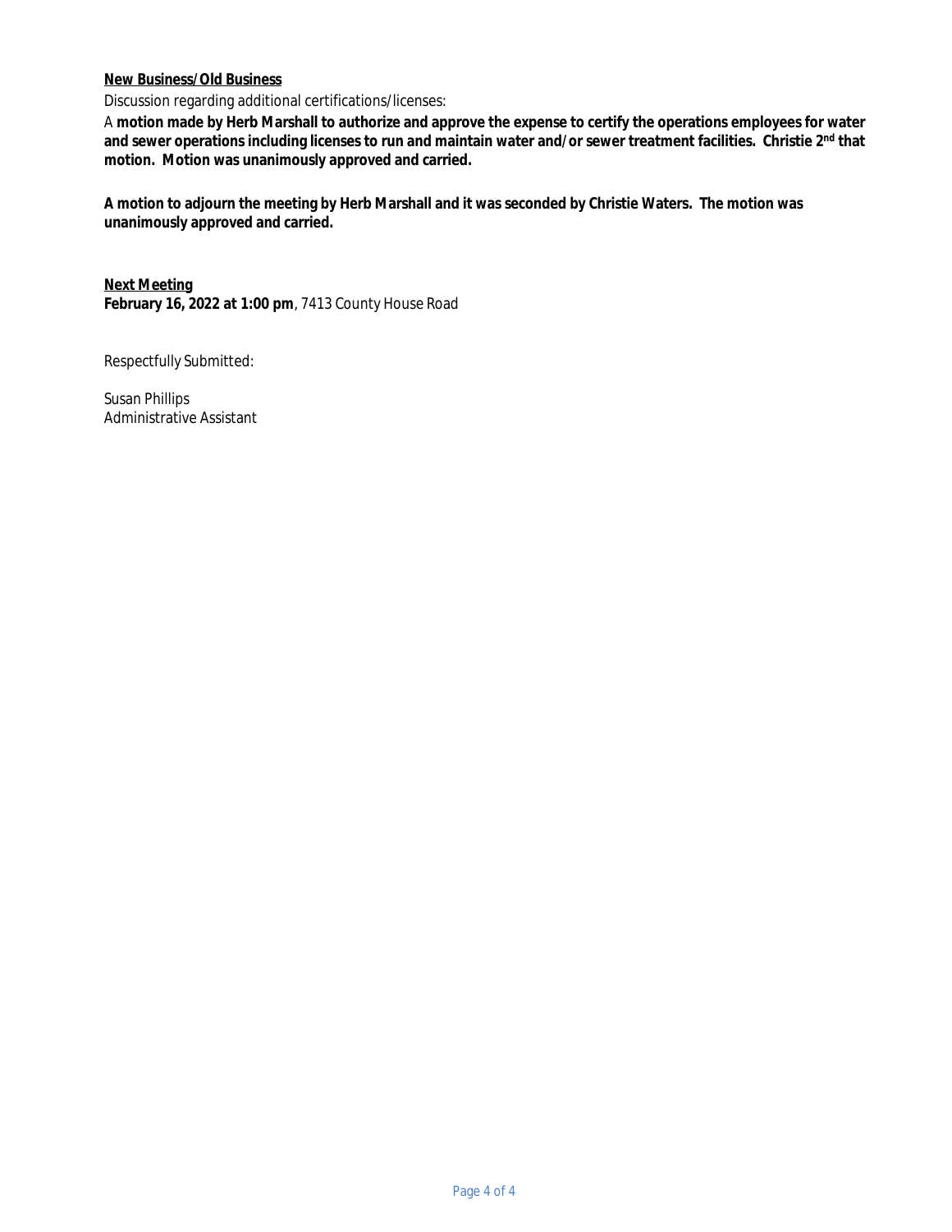**New Business/Old Business**

Discussion regarding additional certifications/licenses:

A **motion made by Herb Marshall to authorize and approve the expense to certify the operations employees for water and sewer operations including licenses to run and maintain water and/or sewer treatment facilities. Christie 2nd that motion. Motion was unanimously approved and carried.**

**A motion to adjourn the meeting by Herb Marshall and it was seconded by Christie Waters. The motion was unanimously approved and carried.**

**Next Meeting**

**February 16, 2022 at 1:00 pm**, 7413 County House Road

Respectfully Submitted:

Susan Phillips
Administrative Assistant